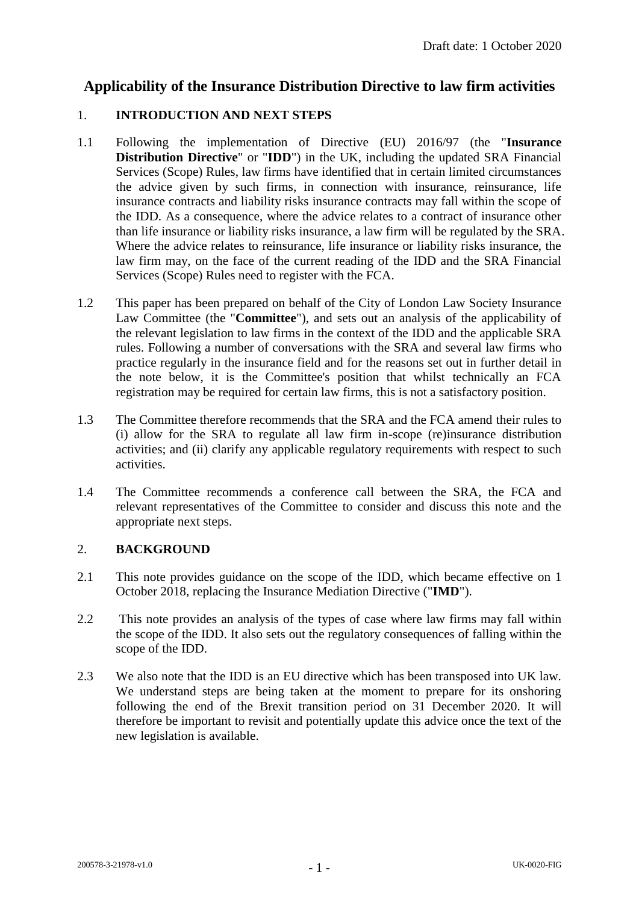Draft date: 1 October 2020

# Applicability of the Insurance Distribution Directive to law firm activities

## 1. INTRODUCTION AND NEXT STEPS

1.1 Following the implementation of Directive (EU) 2016/97 (the "**Insurance Distribution Directive**" or "**IDD**") in the UK, including the updated SRA Financial Services (Scope) Rules, law firms have identified that in certain limited circumstances the advice given by such firms, in connection with insurance, reinsurance, life insurance contracts and liability risks insurance contracts may fall within the scope of the IDD. As a consequence, where the advice relates to a contract of insurance other than life insurance or liability risks insurance, a law firm will be regulated by the SRA. Where the advice relates to reinsurance, life insurance or liability risks insurance, the law firm may, on the face of the current reading of the IDD and the SRA Financial Services (Scope) Rules need to register with the FCA.

1.2 This paper has been prepared on behalf of the City of London Law Society Insurance Law Committee (the "**Committee**"), and sets out an analysis of the applicability of the relevant legislation to law firms in the context of the IDD and the applicable SRA rules. Following a number of conversations with the SRA and several law firms who practice regularly in the insurance field and for the reasons set out in further detail in the note below, it is the Committee's position that whilst technically an FCA registration may be required for certain law firms, this is not a satisfactory position.

1.3 The Committee therefore recommends that the SRA and the FCA amend their rules to (i) allow for the SRA to regulate all law firm in-scope (re)insurance distribution activities; and (ii) clarify any applicable regulatory requirements with respect to such activities.

1.4 The Committee recommends a conference call between the SRA, the FCA and relevant representatives of the Committee to consider and discuss this note and the appropriate next steps.

## 2. BACKGROUND

2.1 This note provides guidance on the scope of the IDD, which became effective on 1 October 2018, replacing the Insurance Mediation Directive ("**IMD**").

2.2 This note provides an analysis of the types of case where law firms may fall within the scope of the IDD. It also sets out the regulatory consequences of falling within the scope of the IDD.

2.3 We also note that the IDD is an EU directive which has been transposed into UK law. We understand steps are being taken at the moment to prepare for its onshoring following the end of the Brexit transition period on 31 December 2020. It will therefore be important to revisit and potentially update this advice once the text of the new legislation is available.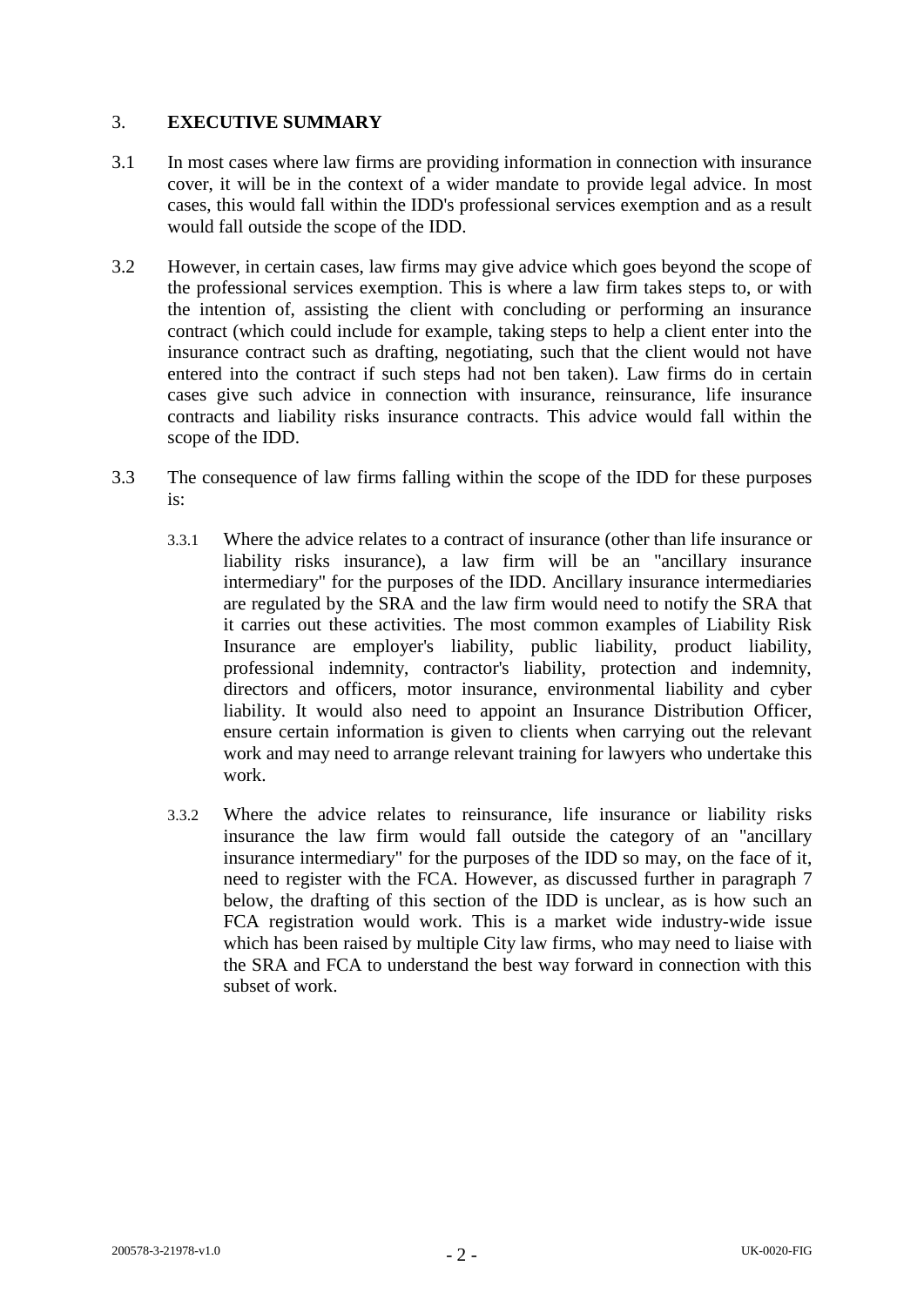## 3. EXECUTIVE SUMMARY

3.1 In most cases where law firms are providing information in connection with insurance cover, it will be in the context of a wider mandate to provide legal advice. In most cases, this would fall within the IDD's professional services exemption and as a result would fall outside the scope of the IDD.

3.2 However, in certain cases, law firms may give advice which goes beyond the scope of the professional services exemption. This is where a law firm takes steps to, or with the intention of, assisting the client with concluding or performing an insurance contract (which could include for example, taking steps to help a client enter into the insurance contract such as drafting, negotiating, such that the client would not have entered into the contract if such steps had not ben taken). Law firms do in certain cases give such advice in connection with insurance, reinsurance, life insurance contracts and liability risks insurance contracts. This advice would fall within the scope of the IDD.

3.3 The consequence of law firms falling within the scope of the IDD for these purposes is:

3.3.1 Where the advice relates to a contract of insurance (other than life insurance or liability risks insurance), a law firm will be an "ancillary insurance intermediary" for the purposes of the IDD. Ancillary insurance intermediaries are regulated by the SRA and the law firm would need to notify the SRA that it carries out these activities. The most common examples of Liability Risk Insurance are employer's liability, public liability, product liability, professional indemnity, contractor's liability, protection and indemnity, directors and officers, motor insurance, environmental liability and cyber liability. It would also need to appoint an Insurance Distribution Officer, ensure certain information is given to clients when carrying out the relevant work and may need to arrange relevant training for lawyers who undertake this work.

3.3.2 Where the advice relates to reinsurance, life insurance or liability risks insurance the law firm would fall outside the category of an "ancillary insurance intermediary" for the purposes of the IDD so may, on the face of it, need to register with the FCA. However, as discussed further in paragraph 7 below, the drafting of this section of the IDD is unclear, as is how such an FCA registration would work. This is a market wide industry-wide issue which has been raised by multiple City law firms, who may need to liaise with the SRA and FCA to understand the best way forward in connection with this subset of work.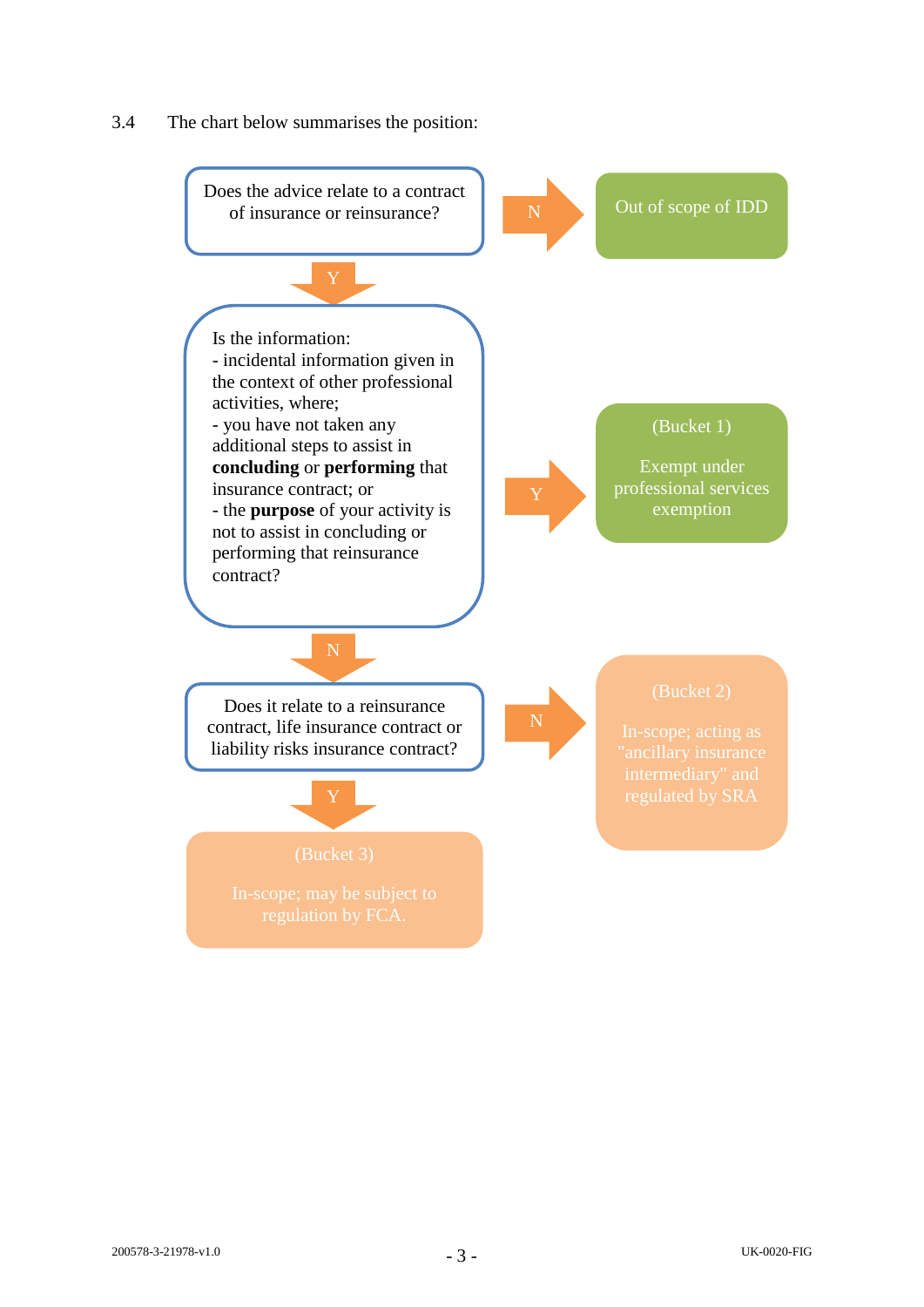3.4 The chart below summarises the position:

Does the advice relate to a contract of insurance or reinsurance?

- N → Out of scope of IDD
- Y ↓

Is the information:
- incidental information given in the context of other professional activities, where;
- you have not taken any additional steps to assist in **concluding** or **performing** that insurance contract; or
- the **purpose** of your activity is not to assist in concluding or performing that reinsurance contract?

- Y → (Bucket 1) Exempt under professional services exemption
- N ↓

Does it relate to a reinsurance contract, life insurance contract or liability risks insurance contract?

- N → (Bucket 2) In-scope; acting as "ancillary insurance intermediary" and regulated by SRA
- Y ↓

(Bucket 3) In-scope; may be subject to regulation by FCA.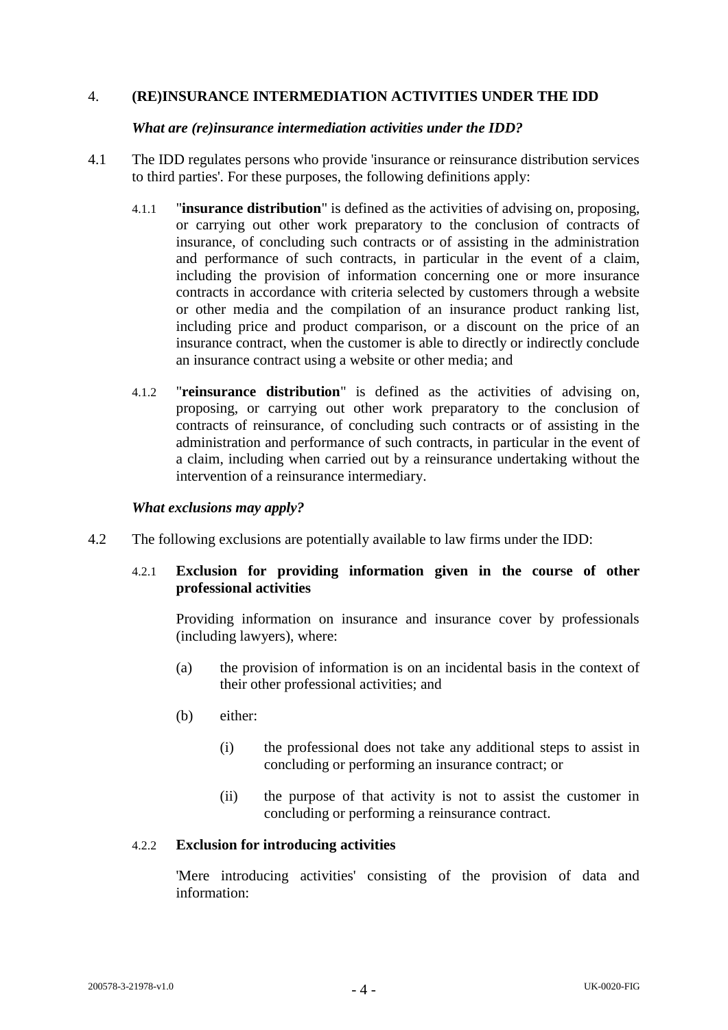## 4. (RE)INSURANCE INTERMEDIATION ACTIVITIES UNDER THE IDD

### *What are (re)insurance intermediation activities under the IDD?*

4.1 The IDD regulates persons who provide 'insurance or reinsurance distribution services to third parties'. For these purposes, the following definitions apply:

4.1.1 "**insurance distribution**" is defined as the activities of advising on, proposing, or carrying out other work preparatory to the conclusion of contracts of insurance, of concluding such contracts or of assisting in the administration and performance of such contracts, in particular in the event of a claim, including the provision of information concerning one or more insurance contracts in accordance with criteria selected by customers through a website or other media and the compilation of an insurance product ranking list, including price and product comparison, or a discount on the price of an insurance contract, when the customer is able to directly or indirectly conclude an insurance contract using a website or other media; and

4.1.2 "**reinsurance distribution**" is defined as the activities of advising on, proposing, or carrying out other work preparatory to the conclusion of contracts of reinsurance, of concluding such contracts or of assisting in the administration and performance of such contracts, in particular in the event of a claim, including when carried out by a reinsurance undertaking without the intervention of a reinsurance intermediary.

### *What exclusions may apply?*

4.2 The following exclusions are potentially available to law firms under the IDD:

4.2.1 **Exclusion for providing information given in the course of other professional activities**

Providing information on insurance and insurance cover by professionals (including lawyers), where:

(a) the provision of information is on an incidental basis in the context of their other professional activities; and

(b) either:

(i) the professional does not take any additional steps to assist in concluding or performing an insurance contract; or

(ii) the purpose of that activity is not to assist the customer in concluding or performing a reinsurance contract.

4.2.2 **Exclusion for introducing activities**

'Mere introducing activities' consisting of the provision of data and information: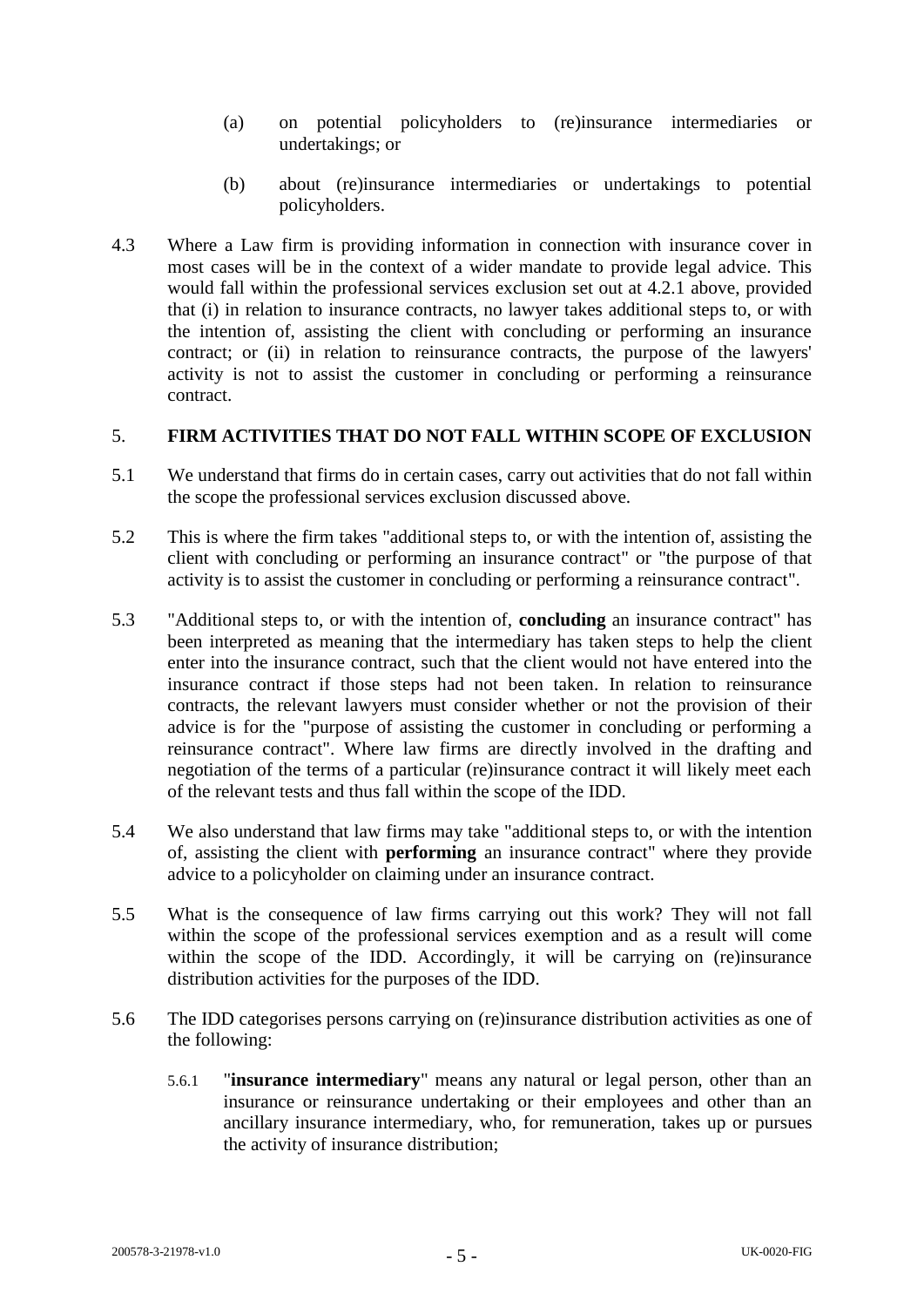(a) on potential policyholders to (re)insurance intermediaries or undertakings; or

(b) about (re)insurance intermediaries or undertakings to potential policyholders.

4.3 Where a Law firm is providing information in connection with insurance cover in most cases will be in the context of a wider mandate to provide legal advice. This would fall within the professional services exclusion set out at 4.2.1 above, provided that (i) in relation to insurance contracts, no lawyer takes additional steps to, or with the intention of, assisting the client with concluding or performing an insurance contract; or (ii) in relation to reinsurance contracts, the purpose of the lawyers' activity is not to assist the customer in concluding or performing a reinsurance contract.

## 5. FIRM ACTIVITIES THAT DO NOT FALL WITHIN SCOPE OF EXCLUSION

5.1 We understand that firms do in certain cases, carry out activities that do not fall within the scope the professional services exclusion discussed above.

5.2 This is where the firm takes "additional steps to, or with the intention of, assisting the client with concluding or performing an insurance contract" or "the purpose of that activity is to assist the customer in concluding or performing a reinsurance contract".

5.3 "Additional steps to, or with the intention of, **concluding** an insurance contract" has been interpreted as meaning that the intermediary has taken steps to help the client enter into the insurance contract, such that the client would not have entered into the insurance contract if those steps had not been taken. In relation to reinsurance contracts, the relevant lawyers must consider whether or not the provision of their advice is for the "purpose of assisting the customer in concluding or performing a reinsurance contract". Where law firms are directly involved in the drafting and negotiation of the terms of a particular (re)insurance contract it will likely meet each of the relevant tests and thus fall within the scope of the IDD.

5.4 We also understand that law firms may take "additional steps to, or with the intention of, assisting the client with **performing** an insurance contract" where they provide advice to a policyholder on claiming under an insurance contract.

5.5 What is the consequence of law firms carrying out this work? They will not fall within the scope of the professional services exemption and as a result will come within the scope of the IDD. Accordingly, it will be carrying on (re)insurance distribution activities for the purposes of the IDD.

5.6 The IDD categorises persons carrying on (re)insurance distribution activities as one of the following:

5.6.1 "**insurance intermediary**" means any natural or legal person, other than an insurance or reinsurance undertaking or their employees and other than an ancillary insurance intermediary, who, for remuneration, takes up or pursues the activity of insurance distribution;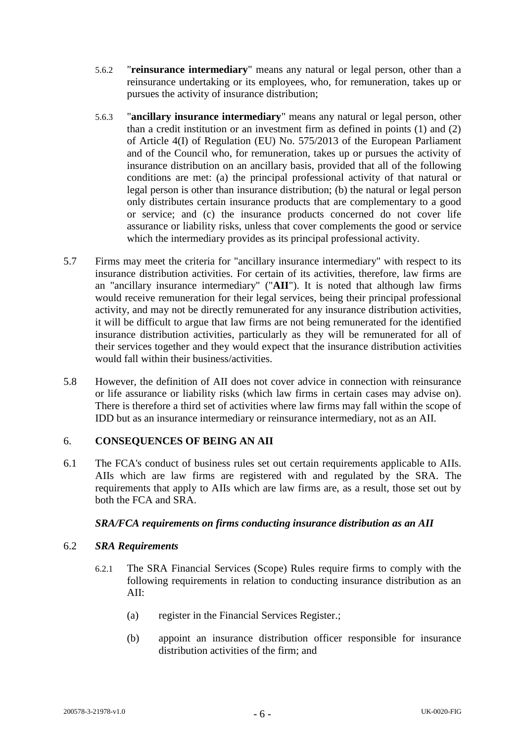5.6.2 "**reinsurance intermediary**" means any natural or legal person, other than a reinsurance undertaking or its employees, who, for remuneration, takes up or pursues the activity of insurance distribution;

5.6.3 "**ancillary insurance intermediary**" means any natural or legal person, other than a credit institution or an investment firm as defined in points (1) and (2) of Article 4(I) of Regulation (EU) No. 575/2013 of the European Parliament and of the Council who, for remuneration, takes up or pursues the activity of insurance distribution on an ancillary basis, provided that all of the following conditions are met: (a) the principal professional activity of that natural or legal person is other than insurance distribution; (b) the natural or legal person only distributes certain insurance products that are complementary to a good or service; and (c) the insurance products concerned do not cover life assurance or liability risks, unless that cover complements the good or service which the intermediary provides as its principal professional activity.

5.7 Firms may meet the criteria for "ancillary insurance intermediary" with respect to its insurance distribution activities. For certain of its activities, therefore, law firms are an "ancillary insurance intermediary" ("**AII**"). It is noted that although law firms would receive remuneration for their legal services, being their principal professional activity, and may not be directly remunerated for any insurance distribution activities, it will be difficult to argue that law firms are not being remunerated for the identified insurance distribution activities, particularly as they will be remunerated for all of their services together and they would expect that the insurance distribution activities would fall within their business/activities.

5.8 However, the definition of AII does not cover advice in connection with reinsurance or life assurance or liability risks (which law firms in certain cases may advise on). There is therefore a third set of activities where law firms may fall within the scope of IDD but as an insurance intermediary or reinsurance intermediary, not as an AII.

## 6. CONSEQUENCES OF BEING AN AII

6.1 The FCA's conduct of business rules set out certain requirements applicable to AIIs. AIIs which are law firms are registered with and regulated by the SRA. The requirements that apply to AIIs which are law firms are, as a result, those set out by both the FCA and SRA.

***SRA/FCA requirements on firms conducting insurance distribution as an AII***

6.2 ***SRA Requirements***

6.2.1 The SRA Financial Services (Scope) Rules require firms to comply with the following requirements in relation to conducting insurance distribution as an AII:

(a) register in the Financial Services Register.;

(b) appoint an insurance distribution officer responsible for insurance distribution activities of the firm; and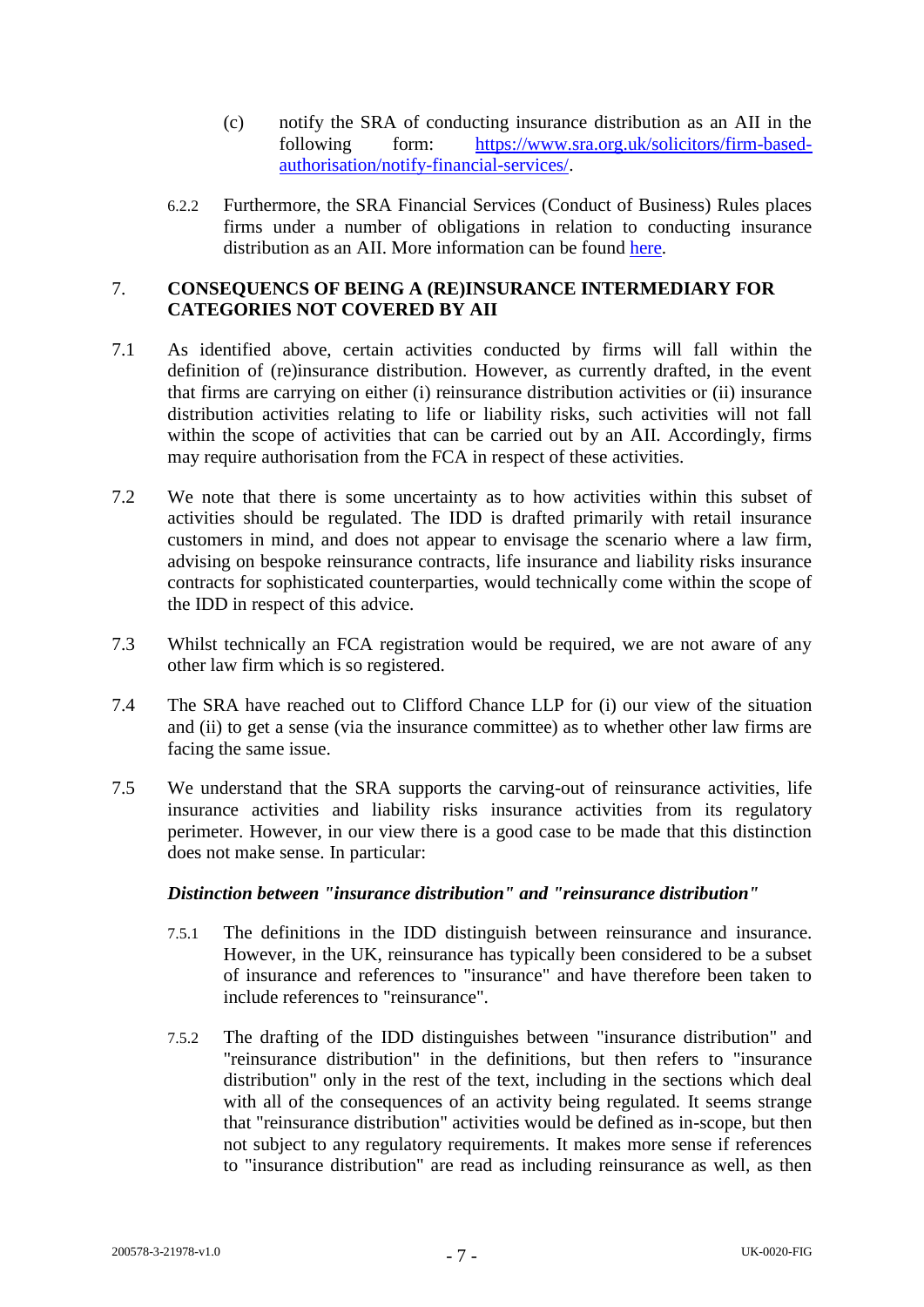(c) notify the SRA of conducting insurance distribution as an AII in the following form: [https://www.sra.org.uk/solicitors/firm-based-authorisation/notify-financial-services/](https://www.sra.org.uk/solicitors/firm-based-authorisation/notify-financial-services/).

6.2.2 Furthermore, the SRA Financial Services (Conduct of Business) Rules places firms under a number of obligations in relation to conducting insurance distribution as an AII. More information can be found here.

## 7. CONSEQUENCS OF BEING A (RE)INSURANCE INTERMEDIARY FOR CATEGORIES NOT COVERED BY AII

7.1 As identified above, certain activities conducted by firms will fall within the definition of (re)insurance distribution. However, as currently drafted, in the event that firms are carrying on either (i) reinsurance distribution activities or (ii) insurance distribution activities relating to life or liability risks, such activities will not fall within the scope of activities that can be carried out by an AII. Accordingly, firms may require authorisation from the FCA in respect of these activities.

7.2 We note that there is some uncertainty as to how activities within this subset of activities should be regulated. The IDD is drafted primarily with retail insurance customers in mind, and does not appear to envisage the scenario where a law firm, advising on bespoke reinsurance contracts, life insurance and liability risks insurance contracts for sophisticated counterparties, would technically come within the scope of the IDD in respect of this advice.

7.3 Whilst technically an FCA registration would be required, we are not aware of any other law firm which is so registered.

7.4 The SRA have reached out to Clifford Chance LLP for (i) our view of the situation and (ii) to get a sense (via the insurance committee) as to whether other law firms are facing the same issue.

7.5 We understand that the SRA supports the carving-out of reinsurance activities, life insurance activities and liability risks insurance activities from its regulatory perimeter. However, in our view there is a good case to be made that this distinction does not make sense. In particular:

***Distinction between "insurance distribution" and "reinsurance distribution"***

7.5.1 The definitions in the IDD distinguish between reinsurance and insurance. However, in the UK, reinsurance has typically been considered to be a subset of insurance and references to "insurance" and have therefore been taken to include references to "reinsurance".

7.5.2 The drafting of the IDD distinguishes between "insurance distribution" and "reinsurance distribution" in the definitions, but then refers to "insurance distribution" only in the rest of the text, including in the sections which deal with all of the consequences of an activity being regulated. It seems strange that "reinsurance distribution" activities would be defined as in-scope, but then not subject to any regulatory requirements. It makes more sense if references to "insurance distribution" are read as including reinsurance as well, as then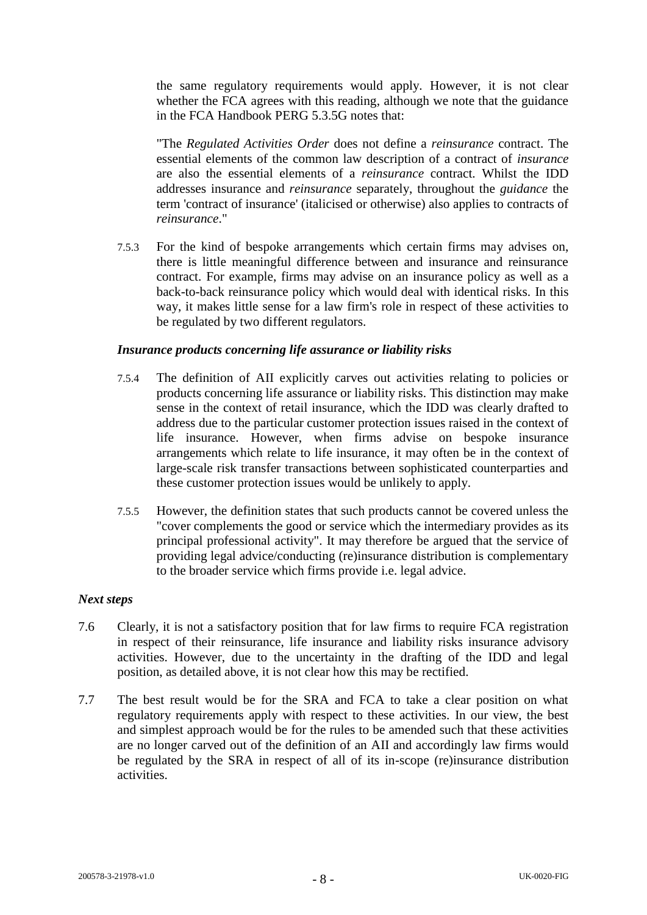the same regulatory requirements would apply. However, it is not clear whether the FCA agrees with this reading, although we note that the guidance in the FCA Handbook PERG 5.3.5G notes that:

"The *Regulated Activities Order* does not define a *reinsurance* contract. The essential elements of the common law description of a contract of *insurance* are also the essential elements of a *reinsurance* contract. Whilst the IDD addresses insurance and *reinsurance* separately, throughout the *guidance* the term 'contract of insurance' (italicised or otherwise) also applies to contracts of *reinsurance*."

7.5.3 For the kind of bespoke arrangements which certain firms may advises on, there is little meaningful difference between and insurance and reinsurance contract. For example, firms may advise on an insurance policy as well as a back-to-back reinsurance policy which would deal with identical risks. In this way, it makes little sense for a law firm's role in respect of these activities to be regulated by two different regulators.

***Insurance products concerning life assurance or liability risks***

7.5.4 The definition of AII explicitly carves out activities relating to policies or products concerning life assurance or liability risks. This distinction may make sense in the context of retail insurance, which the IDD was clearly drafted to address due to the particular customer protection issues raised in the context of life insurance. However, when firms advise on bespoke insurance arrangements which relate to life insurance, it may often be in the context of large-scale risk transfer transactions between sophisticated counterparties and these customer protection issues would be unlikely to apply.

7.5.5 However, the definition states that such products cannot be covered unless the "cover complements the good or service which the intermediary provides as its principal professional activity". It may therefore be argued that the service of providing legal advice/conducting (re)insurance distribution is complementary to the broader service which firms provide i.e. legal advice.

***Next steps***

7.6 Clearly, it is not a satisfactory position that for law firms to require FCA registration in respect of their reinsurance, life insurance and liability risks insurance advisory activities. However, due to the uncertainty in the drafting of the IDD and legal position, as detailed above, it is not clear how this may be rectified.

7.7 The best result would be for the SRA and FCA to take a clear position on what regulatory requirements apply with respect to these activities. In our view, the best and simplest approach would be for the rules to be amended such that these activities are no longer carved out of the definition of an AII and accordingly law firms would be regulated by the SRA in respect of all of its in-scope (re)insurance distribution activities.